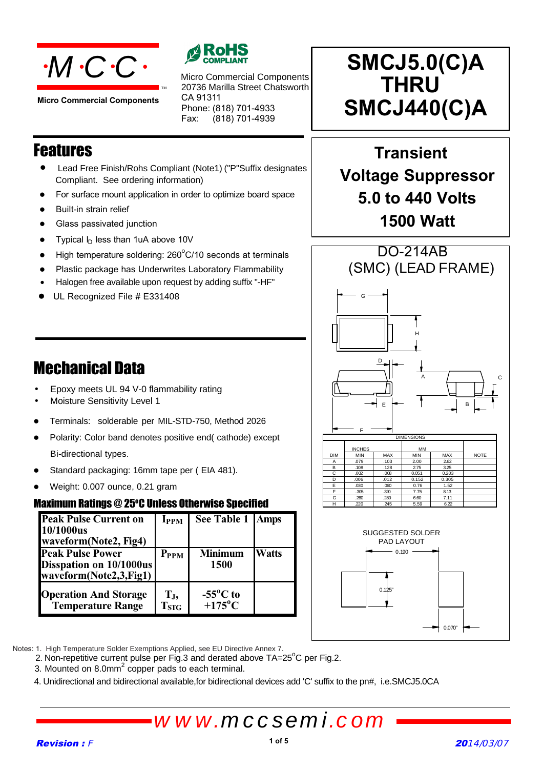Micro Commercial Components

Micro Commercial Components
20736 Marilla Street Chatsworth
CA 91311
Phone: (818) 701-4933
Fax: (818) 701-4939

# SMCJ5.0(C)A THRU SMCJ440(C)A

## Transient Voltage Suppressor 5.0 to 440 Volts 1500 Watt

## Features

- Lead Free Finish/Rohs Compliant (Note1) ("P"Suffix designates Compliant. See ordering information)
- For surface mount application in order to optimize board space
- Built-in strain relief
- Glass passivated junction
- Typical $I_D$ less than 1uA above 10V
- High temperature soldering: 260°C/10 seconds at terminals
- Plastic package has Underwrites Laboratory Flammability
- Halogen free available upon request by adding suffix "-HF"
- UL Recognized File # E331408

## Mechanical Data

- Epoxy meets UL 94 V-0 flammability rating
- Moisture Sensitivity Level 1
- Terminals: solderable per MIL-STD-750, Method 2026
- Polarity: Color band denotes positive end( cathode) except Bi-directional types.
- Standard packaging: 16mm tape per ( EIA 481).
- Weight: 0.007 ounce, 0.21 gram

### Maximum Ratings @ 25°C Unless Otherwise Specified

| | | | |
|---|---|---|---|
| Peak Pulse Current on 10/1000us waveform(Note2, Fig4) | $I_{PPM}$ | See Table 1 | Amps |
| Peak Pulse Power Disspation on 10/1000us waveform(Note2,3,Fig1) | $P_{PPM}$ | Minimum 1500 | Watts |
| Operation And Storage Temperature Range | $T_J$, $T_{STG}$ | -55°C to +175°C | |

## DO-214AB (SMC) (LEAD FRAME)

| DIM | INCHES MIN | INCHES MAX | MM MIN | MM MAX | NOTE |
|---|---|---|---|---|---|
| A | .079 | .103 | 2.00 | 2.62 | |
| B | .108 | .128 | 2.75 | 3.25 | |
| C | .002 | .008 | 0.051 | 0.203 | |
| D | .006 | .012 | 0.152 | 0.305 | |
| E | .030 | .060 | 0.76 | 1.52 | |
| F | .305 | .320 | 7.75 | 8.13 | |
| G | .260 | .280 | 6.60 | 7.11 | |
| H | .220 | .245 | 5.59 | 6.22 | |

SUGGESTED SOLDER PAD LAYOUT

0.190

0.125"

0.070"

Notes: 1. High Temperature Solder Exemptions Applied, see EU Directive Annex 7.
2. Non-repetitive current pulse per Fig.3 and derated above TA=25°C per Fig.2.
3. Mounted on 8.0mm² copper pads to each terminal.
4. Unidirectional and bidirectional available,for bidirectional devices add 'C' suffix to the pn#, i.e.SMCJ5.0CA

www.mccsemi.com

Revision : F

2014/03/07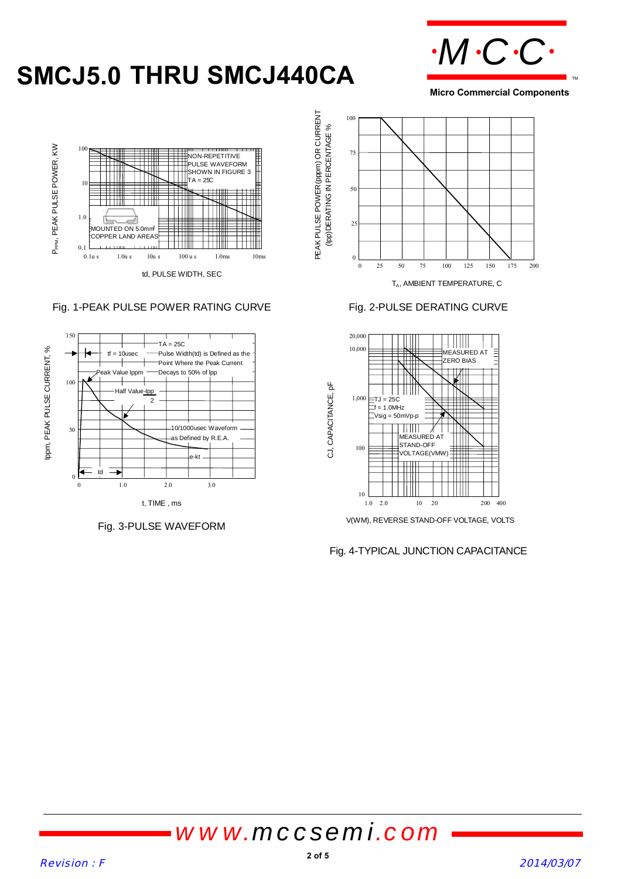# SMCJ5.0 THRU SMCJ440CA

Fig. 1-PEAK PULSE POWER RATING CURVE

Fig. 2-PULSE DERATING CURVE

Fig. 3-PULSE WAVEFORM

Fig. 4-TYPICAL JUNCTION CAPACITANCE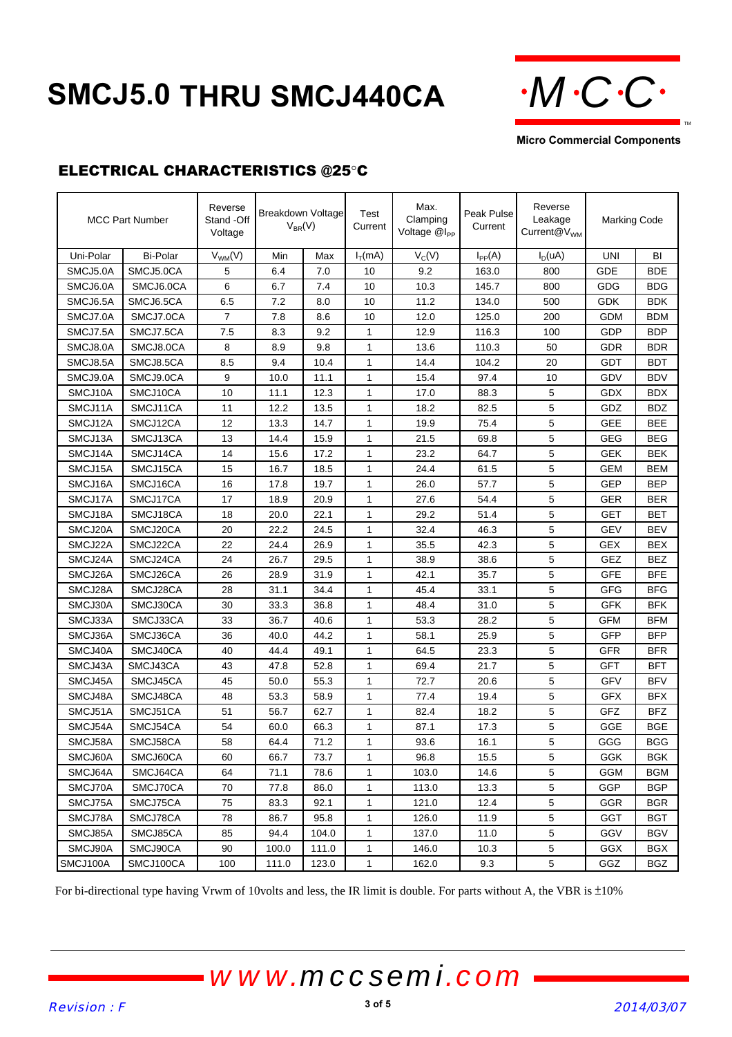# SMCJ5.0 THRU SMCJ440CA

## ELECTRICAL CHARACTERISTICS @25°C

| MCC Part Number | | Reverse Stand -Off Voltage | Breakdown Voltage $V_{BR}$(V) | | Test Current | Max. Clamping Voltage @$I_{PP}$ | Peak Pulse Current | Reverse Leakage Current@$V_{WM}$ | Marking Code | |
|---|---|---|---|---|---|---|---|---|---|---|
| Uni-Polar | Bi-Polar | $V_{WM}$(V) | Min | Max | $I_T$(mA) | $V_C$(V) | $I_{PP}$(A) | $I_D$(uA) | UNI | BI |
| SMCJ5.0A | SMCJ5.0CA | 5 | 6.4 | 7.0 | 10 | 9.2 | 163.0 | 800 | GDE | BDE |
| SMCJ6.0A | SMCJ6.0CA | 6 | 6.7 | 7.4 | 10 | 10.3 | 145.7 | 800 | GDG | BDG |
| SMCJ6.5A | SMCJ6.5CA | 6.5 | 7.2 | 8.0 | 10 | 11.2 | 134.0 | 500 | GDK | BDK |
| SMCJ7.0A | SMCJ7.0CA | 7 | 7.8 | 8.6 | 10 | 12.0 | 125.0 | 200 | GDM | BDM |
| SMCJ7.5A | SMCJ7.5CA | 7.5 | 8.3 | 9.2 | 1 | 12.9 | 116.3 | 100 | GDP | BDP |
| SMCJ8.0A | SMCJ8.0CA | 8 | 8.9 | 9.8 | 1 | 13.6 | 110.3 | 50 | GDR | BDR |
| SMCJ8.5A | SMCJ8.5CA | 8.5 | 9.4 | 10.4 | 1 | 14.4 | 104.2 | 20 | GDT | BDT |
| SMCJ9.0A | SMCJ9.0CA | 9 | 10.0 | 11.1 | 1 | 15.4 | 97.4 | 10 | GDV | BDV |
| SMCJ10A | SMCJ10CA | 10 | 11.1 | 12.3 | 1 | 17.0 | 88.3 | 5 | GDX | BDX |
| SMCJ11A | SMCJ11CA | 11 | 12.2 | 13.5 | 1 | 18.2 | 82.5 | 5 | GDZ | BDZ |
| SMCJ12A | SMCJ12CA | 12 | 13.3 | 14.7 | 1 | 19.9 | 75.4 | 5 | GEE | BEE |
| SMCJ13A | SMCJ13CA | 13 | 14.4 | 15.9 | 1 | 21.5 | 69.8 | 5 | GEG | BEG |
| SMCJ14A | SMCJ14CA | 14 | 15.6 | 17.2 | 1 | 23.2 | 64.7 | 5 | GEK | BEK |
| SMCJ15A | SMCJ15CA | 15 | 16.7 | 18.5 | 1 | 24.4 | 61.5 | 5 | GEM | BEM |
| SMCJ16A | SMCJ16CA | 16 | 17.8 | 19.7 | 1 | 26.0 | 57.7 | 5 | GEP | BEP |
| SMCJ17A | SMCJ17CA | 17 | 18.9 | 20.9 | 1 | 27.6 | 54.4 | 5 | GER | BER |
| SMCJ18A | SMCJ18CA | 18 | 20.0 | 22.1 | 1 | 29.2 | 51.4 | 5 | GET | BET |
| SMCJ20A | SMCJ20CA | 20 | 22.2 | 24.5 | 1 | 32.4 | 46.3 | 5 | GEV | BEV |
| SMCJ22A | SMCJ22CA | 22 | 24.4 | 26.9 | 1 | 35.5 | 42.3 | 5 | GEX | BEX |
| SMCJ24A | SMCJ24CA | 24 | 26.7 | 29.5 | 1 | 38.9 | 38.6 | 5 | GEZ | BEZ |
| SMCJ26A | SMCJ26CA | 26 | 28.9 | 31.9 | 1 | 42.1 | 35.7 | 5 | GFE | BFE |
| SMCJ28A | SMCJ28CA | 28 | 31.1 | 34.4 | 1 | 45.4 | 33.1 | 5 | GFG | BFG |
| SMCJ30A | SMCJ30CA | 30 | 33.3 | 36.8 | 1 | 48.4 | 31.0 | 5 | GFK | BFK |
| SMCJ33A | SMCJ33CA | 33 | 36.7 | 40.6 | 1 | 53.3 | 28.2 | 5 | GFM | BFM |
| SMCJ36A | SMCJ36CA | 36 | 40.0 | 44.2 | 1 | 58.1 | 25.9 | 5 | GFP | BFP |
| SMCJ40A | SMCJ40CA | 40 | 44.4 | 49.1 | 1 | 64.5 | 23.3 | 5 | GFR | BFR |
| SMCJ43A | SMCJ43CA | 43 | 47.8 | 52.8 | 1 | 69.4 | 21.7 | 5 | GFT | BFT |
| SMCJ45A | SMCJ45CA | 45 | 50.0 | 55.3 | 1 | 72.7 | 20.6 | 5 | GFV | BFV |
| SMCJ48A | SMCJ48CA | 48 | 53.3 | 58.9 | 1 | 77.4 | 19.4 | 5 | GFX | BFX |
| SMCJ51A | SMCJ51CA | 51 | 56.7 | 62.7 | 1 | 82.4 | 18.2 | 5 | GFZ | BFZ |
| SMCJ54A | SMCJ54CA | 54 | 60.0 | 66.3 | 1 | 87.1 | 17.3 | 5 | GGE | BGE |
| SMCJ58A | SMCJ58CA | 58 | 64.4 | 71.2 | 1 | 93.6 | 16.1 | 5 | GGG | BGG |
| SMCJ60A | SMCJ60CA | 60 | 66.7 | 73.7 | 1 | 96.8 | 15.5 | 5 | GGK | BGK |
| SMCJ64A | SMCJ64CA | 64 | 71.1 | 78.6 | 1 | 103.0 | 14.6 | 5 | GGM | BGM |
| SMCJ70A | SMCJ70CA | 70 | 77.8 | 86.0 | 1 | 113.0 | 13.3 | 5 | GGP | BGP |
| SMCJ75A | SMCJ75CA | 75 | 83.3 | 92.1 | 1 | 121.0 | 12.4 | 5 | GGR | BGR |
| SMCJ78A | SMCJ78CA | 78 | 86.7 | 95.8 | 1 | 126.0 | 11.9 | 5 | GGT | BGT |
| SMCJ85A | SMCJ85CA | 85 | 94.4 | 104.0 | 1 | 137.0 | 11.0 | 5 | GGV | BGV |
| SMCJ90A | SMCJ90CA | 90 | 100.0 | 111.0 | 1 | 146.0 | 10.3 | 5 | GGX | BGX |
| SMCJ100A | SMCJ100CA | 100 | 111.0 | 123.0 | 1 | 162.0 | 9.3 | 5 | GGZ | BGZ |

For bi-directional type having Vrwm of 10volts and less, the IR limit is double. For parts without A, the VBR is ±10%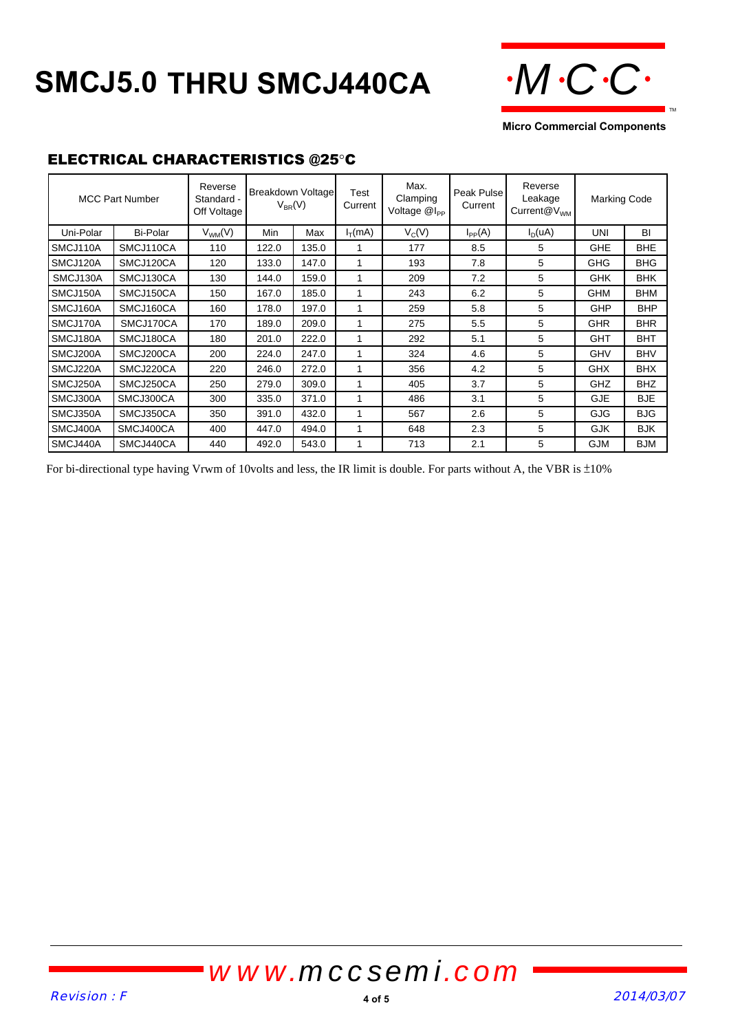# SMCJ5.0 THRU SMCJ440CA

Micro Commercial Components

## ELECTRICAL CHARACTERISTICS @25°C

| MCC Part Number | | Reverse Standard - Off Voltage | Breakdown Voltage $V_{BR}$(V) | | Test Current | Max. Clamping Voltage @$I_{PP}$ | Peak Pulse Current | Reverse Leakage Current@$V_{WM}$ | Marking Code | |
|---|---|---|---|---|---|---|---|---|---|---|
| Uni-Polar | Bi-Polar | $V_{WM}$(V) | Min | Max | $I_T$(mA) | $V_C$(V) | $I_{PP}$(A) | $I_D$(uA) | UNI | BI |
| SMCJ110A | SMCJ110CA | 110 | 122.0 | 135.0 | 1 | 177 | 8.5 | 5 | GHE | BHE |
| SMCJ120A | SMCJ120CA | 120 | 133.0 | 147.0 | 1 | 193 | 7.8 | 5 | GHG | BHG |
| SMCJ130A | SMCJ130CA | 130 | 144.0 | 159.0 | 1 | 209 | 7.2 | 5 | GHK | BHK |
| SMCJ150A | SMCJ150CA | 150 | 167.0 | 185.0 | 1 | 243 | 6.2 | 5 | GHM | BHM |
| SMCJ160A | SMCJ160CA | 160 | 178.0 | 197.0 | 1 | 259 | 5.8 | 5 | GHP | BHP |
| SMCJ170A | SMCJ170CA | 170 | 189.0 | 209.0 | 1 | 275 | 5.5 | 5 | GHR | BHR |
| SMCJ180A | SMCJ180CA | 180 | 201.0 | 222.0 | 1 | 292 | 5.1 | 5 | GHT | BHT |
| SMCJ200A | SMCJ200CA | 200 | 224.0 | 247.0 | 1 | 324 | 4.6 | 5 | GHV | BHV |
| SMCJ220A | SMCJ220CA | 220 | 246.0 | 272.0 | 1 | 356 | 4.2 | 5 | GHX | BHX |
| SMCJ250A | SMCJ250CA | 250 | 279.0 | 309.0 | 1 | 405 | 3.7 | 5 | GHZ | BHZ |
| SMCJ300A | SMCJ300CA | 300 | 335.0 | 371.0 | 1 | 486 | 3.1 | 5 | GJE | BJE |
| SMCJ350A | SMCJ350CA | 350 | 391.0 | 432.0 | 1 | 567 | 2.6 | 5 | GJG | BJG |
| SMCJ400A | SMCJ400CA | 400 | 447.0 | 494.0 | 1 | 648 | 2.3 | 5 | GJK | BJK |
| SMCJ440A | SMCJ440CA | 440 | 492.0 | 543.0 | 1 | 713 | 2.1 | 5 | GJM | BJM |

For bi-directional type having Vrwm of 10volts and less, the IR limit is double. For parts without A, the VBR is ±10%

www.mccsemi.com

Revision : F

2014/03/07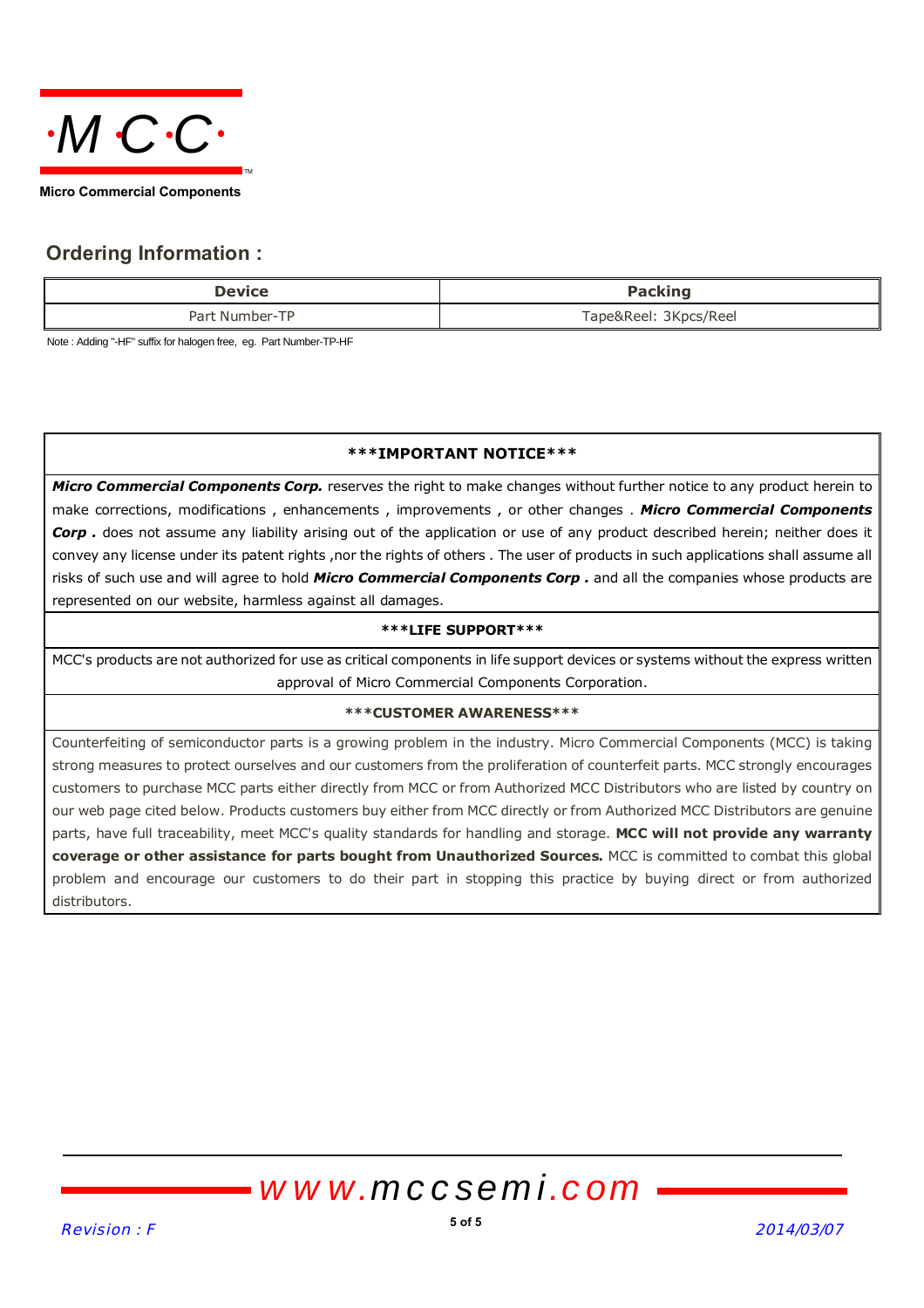**Micro Commercial Components**

## Ordering Information :

| Device | Packing |
|---|---|
| Part Number-TP | Tape&Reel: 3Kpcs/Reel |

Note : Adding "-HF" suffix for halogen free, eg. Part Number-TP-HF

**\*\*\*IMPORTANT NOTICE\*\*\***

***Micro Commercial Components Corp.*** reserves the right to make changes without further notice to any product herein to make corrections, modifications , enhancements , improvements , or other changes . ***Micro Commercial Components Corp .*** does not assume any liability arising out of the application or use of any product described herein; neither does it convey any license under its patent rights ,nor the rights of others . The user of products in such applications shall assume all risks of such use and will agree to hold ***Micro Commercial Components Corp .*** and all the companies whose products are represented on our website, harmless against all damages.

**\*\*\*LIFE SUPPORT\*\*\***

MCC's products are not authorized for use as critical components in life support devices or systems without the express written approval of Micro Commercial Components Corporation.

**\*\*\*CUSTOMER AWARENESS\*\*\***

Counterfeiting of semiconductor parts is a growing problem in the industry. Micro Commercial Components (MCC) is taking strong measures to protect ourselves and our customers from the proliferation of counterfeit parts. MCC strongly encourages customers to purchase MCC parts either directly from MCC or from Authorized MCC Distributors who are listed by country on our web page cited below. Products customers buy either from MCC directly or from Authorized MCC Distributors are genuine parts, have full traceability, meet MCC's quality standards for handling and storage. **MCC will not provide any warranty coverage or other assistance for parts bought from Unauthorized Sources.** MCC is committed to combat this global problem and encourage our customers to do their part in stopping this practice by buying direct or from authorized distributors.

*www.mccsemi.com*

*Revision : F* *2014/03/07*